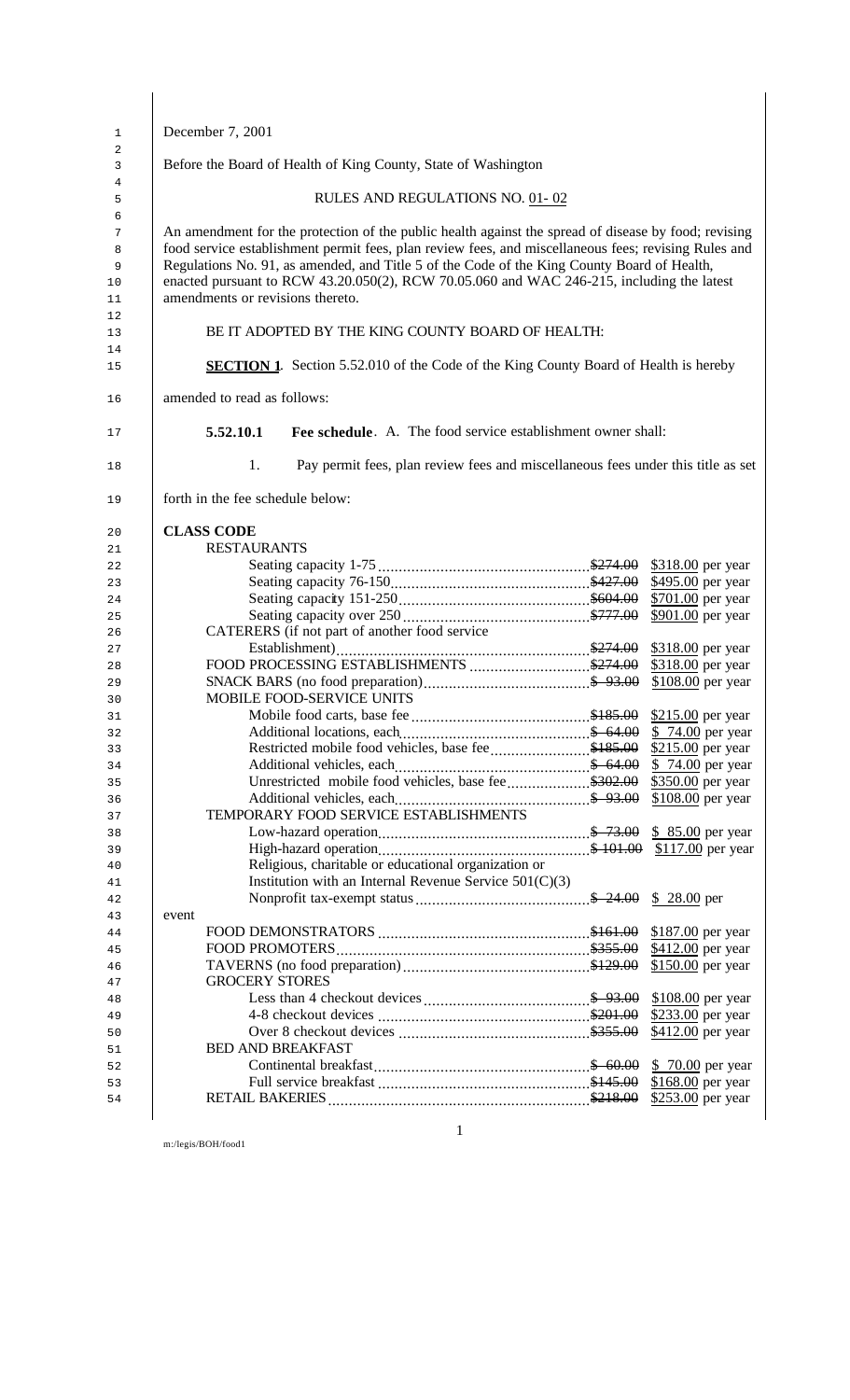December 7, 2001

Before the Board of Health of King County, State of Washington

RULES AND REGULATIONS NO. 01- 02

An amendment for the protection of the public health against the spread of disease by food; revising food service establishment permit fees, plan review fees, and miscellaneous fees; revising Rules and Regulations No. 91, as amended, and Title 5 of the Code of the King County Board of Health, enacted pursuant to RCW 43.20.050(2), RCW 70.05.060 and WAC 246-215, including the latest amendments or revisions thereto.

BE IT ADOPTED BY THE KING COUNTY BOARD OF HEALTH:

**SECTION 1**. Section 5.52.010 of the Code of the King County Board of Health is hereby amended to read as follows:

**5.52.10.1 Fee schedule**. A. The food service establishment owner shall:

1. Pay permit fees, plan review fees and miscellaneous fees under this title as set forth in the fee schedule below:

**CLASS CODE**

| | Old fee | New fee |
|---|---|---|
| RESTAURANTS | | |
| Seating capacity 1-75 | ~~$274.00~~ | $318.00 per year |
| Seating capacity 76-150 | ~~$427.00~~ | $495.00 per year |
| Seating capacity 151-250 | ~~$604.00~~ | $701.00 per year |
| Seating capacity over 250 | ~~$777.00~~ | $901.00 per year |
| CATERERS (if not part of another food service Establishment) | ~~$274.00~~ | $318.00 per year |
| FOOD PROCESSING ESTABLISHMENTS | ~~$274.00~~ | $318.00 per year |
| SNACK BARS (no food preparation) | ~~$ 93.00~~ | $108.00 per year |
| MOBILE FOOD-SERVICE UNITS | | |
| Mobile food carts, base fee | ~~$185.00~~ | $215.00 per year |
| Additional locations, each | ~~$ 64.00~~ | $ 74.00 per year |
| Restricted mobile food vehicles, base fee | ~~$185.00~~ | $215.00 per year |
| Additional vehicles, each | ~~$ 64.00~~ | $ 74.00 per year |
| Unrestricted mobile food vehicles, base fee | ~~$302.00~~ | $350.00 per year |
| Additional vehicles, each | ~~$ 93.00~~ | $108.00 per year |
| TEMPORARY FOOD SERVICE ESTABLISHMENTS | | |
| Low-hazard operation | ~~$ 73.00~~ | $ 85.00 per year |
| High-hazard operation | ~~$ 101.00~~ | $117.00 per year |
| Religious, charitable or educational organization or Institution with an Internal Revenue Service 501(C)(3) Nonprofit tax-exempt status | ~~$ 24.00~~ | $ 28.00 per event |
| FOOD DEMONSTRATORS | ~~$161.00~~ | $187.00 per year |
| FOOD PROMOTERS | ~~$355.00~~ | $412.00 per year |
| TAVERNS (no food preparation) | ~~$129.00~~ | $150.00 per year |
| GROCERY STORES | | |
| Less than 4 checkout devices | ~~$ 93.00~~ | $108.00 per year |
| 4-8 checkout devices | ~~$201.00~~ | $233.00 per year |
| Over 8 checkout devices | ~~$355.00~~ | $412.00 per year |
| BED AND BREAKFAST | | |
| Continental breakfast | ~~$ 60.00~~ | $ 70.00 per year |
| Full service breakfast | ~~$145.00~~ | $168.00 per year |
| RETAIL BAKERIES | ~~$218.00~~ | $253.00 per year |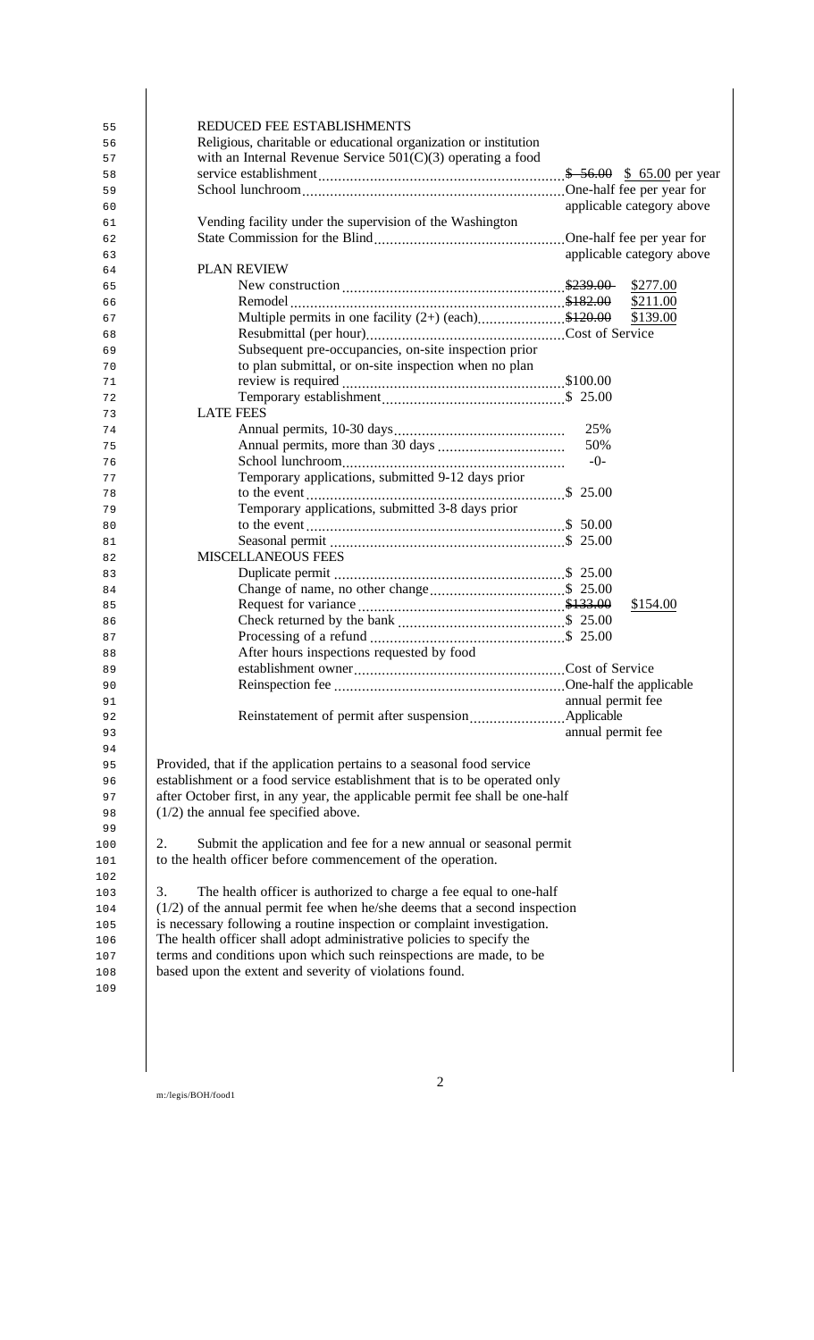REDUCED FEE ESTABLISHMENTS

| Item | Fee |
|---|---|
| Religious, charitable or educational organization or institution with an Internal Revenue Service 501(C)(3) operating a food service establishment | ~~$ 56.00~~ $ 65.00 per year |
| School lunchroom | One-half fee per year for applicable category above |
| Vending facility under the supervision of the Washington State Commission for the Blind | One-half fee per year for applicable category above |
| **PLAN REVIEW** | |
| New construction | ~~$239.00~~ $277.00 |
| Remodel | ~~$182.00~~ $211.00 |
| Multiple permits in one facility (2+) (each) | ~~$120.00~~ $139.00 |
| Resubmittal (per hour) | Cost of Service |
| Subsequent pre-occupancies, on-site inspection prior to plan submittal, or on-site inspection when no plan review is required | $100.00 |
| Temporary establishment | $ 25.00 |
| **LATE FEES** | |
| Annual permits, 10-30 days | 25% |
| Annual permits, more than 30 days | 50% |
| School lunchroom | -0- |
| Temporary applications, submitted 9-12 days prior to the event | $ 25.00 |
| Temporary applications, submitted 3-8 days prior to the event | $ 50.00 |
| Seasonal permit | $ 25.00 |
| **MISCELLANEOUS FEES** | |
| Duplicate permit | $ 25.00 |
| Change of name, no other change | $ 25.00 |
| Request for variance | ~~$133.00~~ $154.00 |
| Check returned by the bank | $ 25.00 |
| Processing of a refund | $ 25.00 |
| After hours inspections requested by food establishment owner | Cost of Service |
| Reinspection fee | One-half the applicable annual permit fee |
| Reinstatement of permit after suspension | Applicable annual permit fee |

Provided, that if the application pertains to a seasonal food service establishment or a food service establishment that is to be operated only after October first, in any year, the applicable permit fee shall be one-half (1/2) the annual fee specified above.

2. Submit the application and fee for a new annual or seasonal permit to the health officer before commencement of the operation.

3. The health officer is authorized to charge a fee equal to one-half (1/2) of the annual permit fee when he/she deems that a second inspection is necessary following a routine inspection or complaint investigation. The health officer shall adopt administrative policies to specify the terms and conditions upon which such reinspections are made, to be based upon the extent and severity of violations found.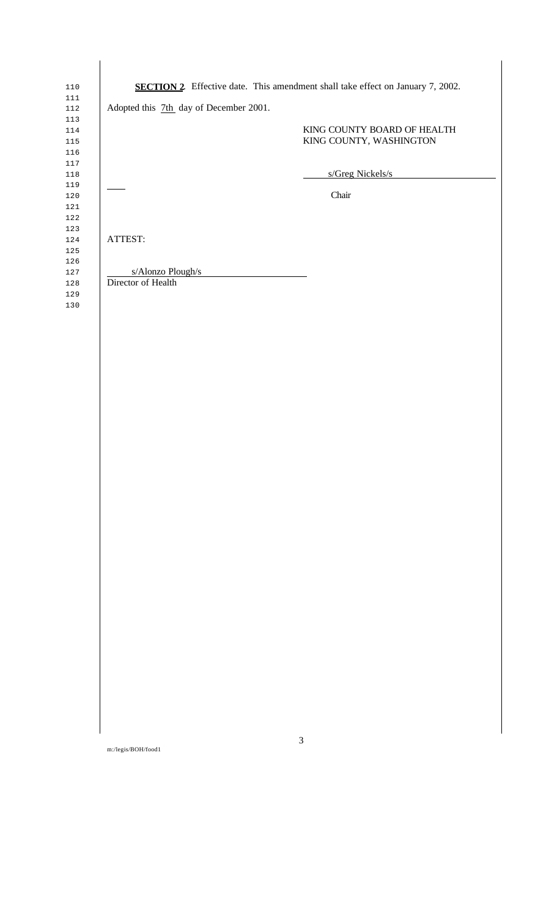**SECTION 2**. Effective date. This amendment shall take effect on January 7, 2002.

Adopted this 7th day of December 2001.

KING COUNTY BOARD OF HEALTH
KING COUNTY, WASHINGTON

s/Greg Nickels/s

Chair

ATTEST:

s/Alonzo Plough/s
Director of Health

m:/legis/BOH/food1